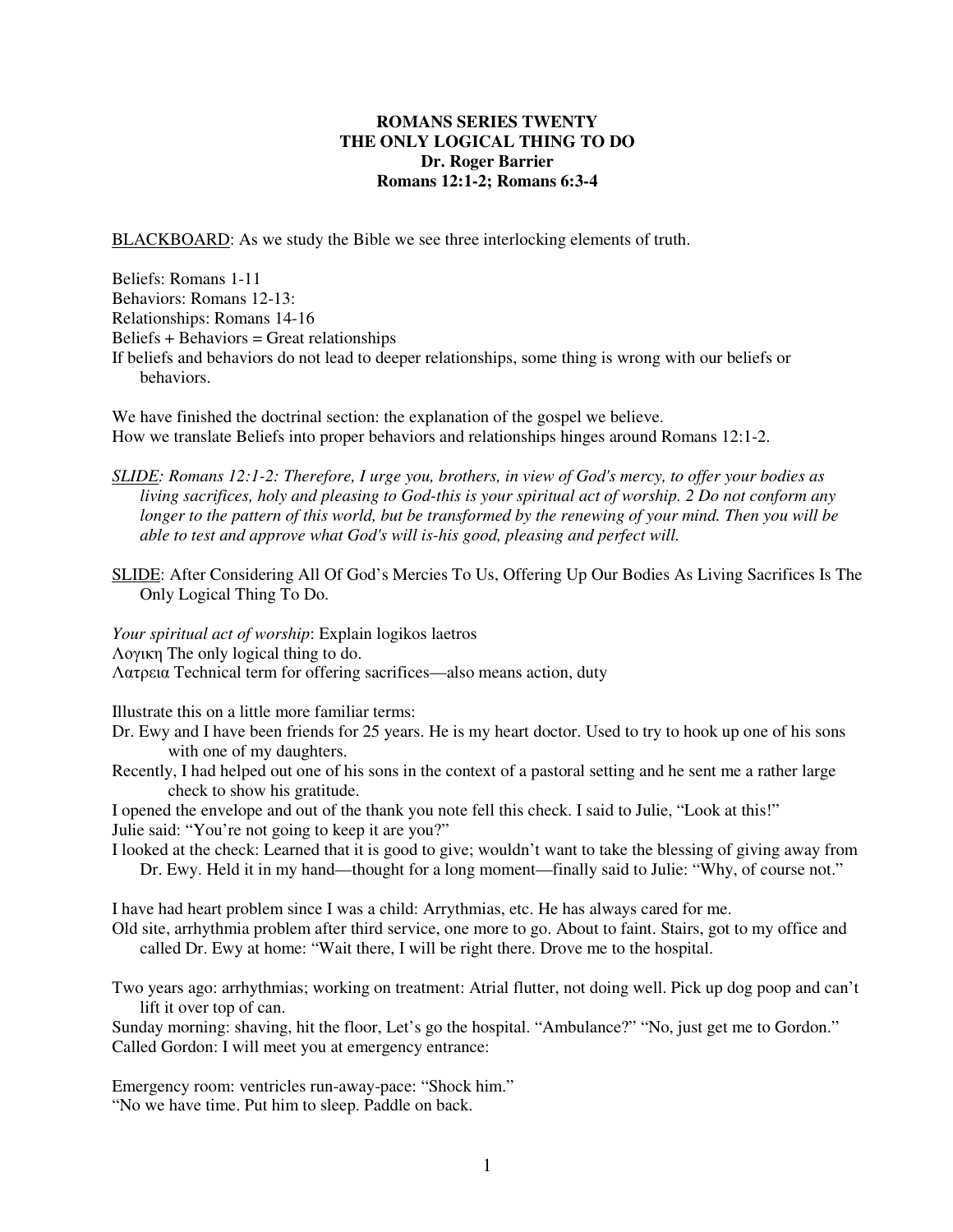**ROMANS SERIES TWENTY**
**THE ONLY LOGICAL THING TO DO**
**Dr. Roger Barrier**
**Romans 12:1-2; Romans 6:3-4**

<u>BLACKBOARD</u>: As we study the Bible we see three interlocking elements of truth.

Beliefs: Romans 1-11
Behaviors: Romans 12-13:
Relationships: Romans 14-16
Beliefs + Behaviors = Great relationships
If beliefs and behaviors do not lead to deeper relationships, some thing is wrong with our beliefs or behaviors.

We have finished the doctrinal section: the explanation of the gospel we believe.
How we translate Beliefs into proper behaviors and relationships hinges around Romans 12:1-2.

*<u>SLIDE</u>: Romans 12:1-2: Therefore, I urge you, brothers, in view of God's mercy, to offer your bodies as living sacrifices, holy and pleasing to God-this is your spiritual act of worship. 2 Do not conform any longer to the pattern of this world, but be transformed by the renewing of your mind. Then you will be able to test and approve what God's will is-his good, pleasing and perfect will.*

<u>SLIDE</u>: After Considering All Of God's Mercies To Us, Offering Up Our Bodies As Living Sacrifices Is The Only Logical Thing To Do.

*Your spiritual act of worship*: Explain logikos laetros
Λογικη The only logical thing to do.
Λατρεια Technical term for offering sacrifices—also means action, duty

Illustrate this on a little more familiar terms:
Dr. Ewy and I have been friends for 25 years. He is my heart doctor. Used to try to hook up one of his sons with one of my daughters.
Recently, I had helped out one of his sons in the context of a pastoral setting and he sent me a rather large check to show his gratitude.
I opened the envelope and out of the thank you note fell this check. I said to Julie, "Look at this!"
Julie said: "You're not going to keep it are you?"
I looked at the check: Learned that it is good to give; wouldn't want to take the blessing of giving away from Dr. Ewy. Held it in my hand—thought for a long moment—finally said to Julie: "Why, of course not."

I have had heart problem since I was a child: Arrythmias, etc. He has always cared for me.
Old site, arrhythmia problem after third service, one more to go. About to faint. Stairs, got to my office and called Dr. Ewy at home: "Wait there, I will be right there. Drove me to the hospital.

Two years ago: arrhythmias; working on treatment: Atrial flutter, not doing well. Pick up dog poop and can't lift it over top of can.
Sunday morning: shaving, hit the floor, Let's go the hospital. "Ambulance?" "No, just get me to Gordon."
Called Gordon: I will meet you at emergency entrance:

Emergency room: ventricles run-away-pace: "Shock him."
"No we have time. Put him to sleep. Paddle on back.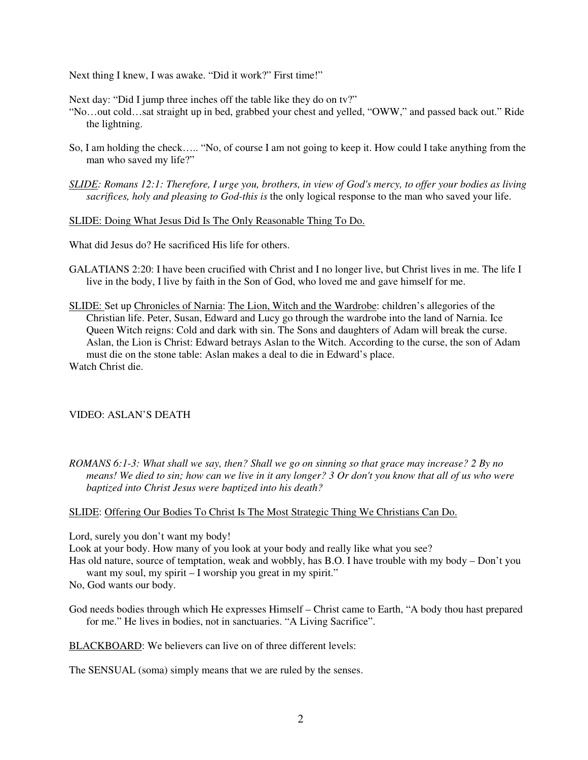Next thing I knew, I was awake. "Did it work?" First time!"

Next day: "Did I jump three inches off the table like they do on tv?"
"No…out cold…sat straight up in bed, grabbed your chest and yelled, "OWW," and passed back out." Ride the lightning.

So, I am holding the check….. "No, of course I am not going to keep it. How could I take anything from the man who saved my life?"

*<u>SLIDE</u>: Romans 12:1: Therefore, I urge you, brothers, in view of God's mercy, to offer your bodies as living sacrifices, holy and pleasing to God-this is* the only logical response to the man who saved your life.

<u>SLIDE: Doing What Jesus Did Is The Only Reasonable Thing To Do.</u>

What did Jesus do? He sacrificed His life for others.

GALATIANS 2:20: I have been crucified with Christ and I no longer live, but Christ lives in me. The life I live in the body, I live by faith in the Son of God, who loved me and gave himself for me.

<u>SLIDE:</u> Set up <u>Chronicles of Narnia</u>: <u>The Lion, Witch and the Wardrobe</u>: children's allegories of the Christian life. Peter, Susan, Edward and Lucy go through the wardrobe into the land of Narnia. Ice Queen Witch reigns: Cold and dark with sin. The Sons and daughters of Adam will break the curse. Aslan, the Lion is Christ: Edward betrays Aslan to the Witch. According to the curse, the son of Adam must die on the stone table: Aslan makes a deal to die in Edward's place.
Watch Christ die.

VIDEO: ASLAN'S DEATH

*ROMANS 6:1-3: What shall we say, then? Shall we go on sinning so that grace may increase? 2 By no means! We died to sin; how can we live in it any longer? 3 Or don't you know that all of us who were baptized into Christ Jesus were baptized into his death?*

<u>SLIDE</u>: <u>Offering Our Bodies To Christ Is The Most Strategic Thing We Christians Can Do.</u>

Lord, surely you don't want my body!
Look at your body. How many of you look at your body and really like what you see?
Has old nature, source of temptation, weak and wobbly, has B.O. I have trouble with my body – Don't you want my soul, my spirit – I worship you great in my spirit."
No, God wants our body.

God needs bodies through which He expresses Himself – Christ came to Earth, "A body thou hast prepared for me." He lives in bodies, not in sanctuaries. "A Living Sacrifice".

<u>BLACKBOARD</u>: We believers can live on of three different levels:

The SENSUAL (soma) simply means that we are ruled by the senses.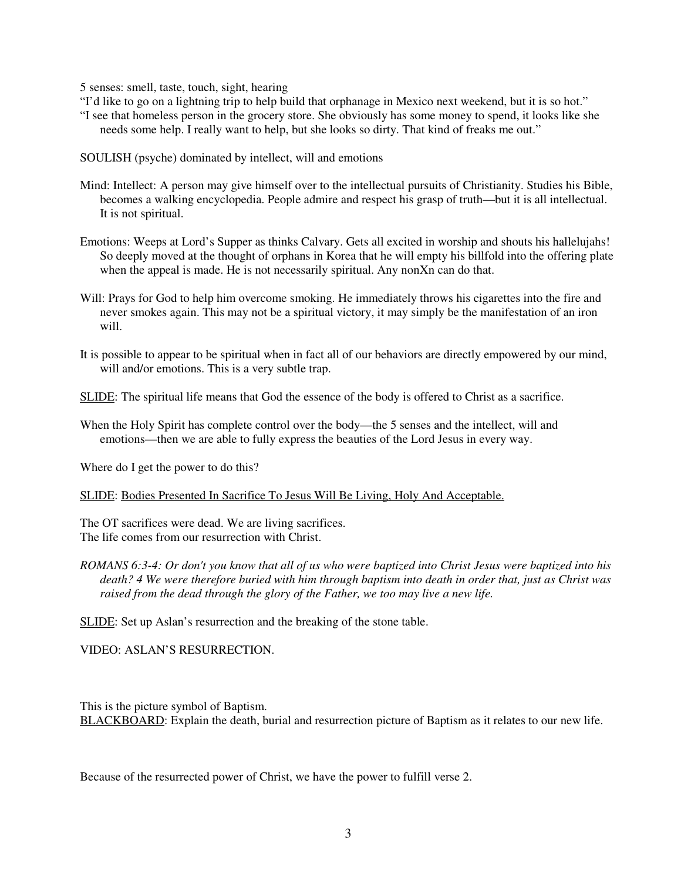5 senses: smell, taste, touch, sight, hearing

"I'd like to go on a lightning trip to help build that orphanage in Mexico next weekend, but it is so hot."

"I see that homeless person in the grocery store. She obviously has some money to spend, it looks like she needs some help. I really want to help, but she looks so dirty. That kind of freaks me out."

SOULISH (psyche) dominated by intellect, will and emotions

Mind: Intellect: A person may give himself over to the intellectual pursuits of Christianity. Studies his Bible, becomes a walking encyclopedia. People admire and respect his grasp of truth—but it is all intellectual. It is not spiritual.

Emotions: Weeps at Lord's Supper as thinks Calvary. Gets all excited in worship and shouts his hallelujahs! So deeply moved at the thought of orphans in Korea that he will empty his billfold into the offering plate when the appeal is made. He is not necessarily spiritual. Any nonXn can do that.

Will: Prays for God to help him overcome smoking. He immediately throws his cigarettes into the fire and never smokes again. This may not be a spiritual victory, it may simply be the manifestation of an iron will.

It is possible to appear to be spiritual when in fact all of our behaviors are directly empowered by our mind, will and/or emotions. This is a very subtle trap.

<u>SLIDE</u>: The spiritual life means that God the essence of the body is offered to Christ as a sacrifice.

When the Holy Spirit has complete control over the body—the 5 senses and the intellect, will and emotions—then we are able to fully express the beauties of the Lord Jesus in every way.

Where do I get the power to do this?

<u>SLIDE</u>: <u>Bodies Presented In Sacrifice To Jesus Will Be Living, Holy And Acceptable.</u>

The OT sacrifices were dead. We are living sacrifices.
The life comes from our resurrection with Christ.

*ROMANS 6:3-4: Or don't you know that all of us who were baptized into Christ Jesus were baptized into his death? 4 We were therefore buried with him through baptism into death in order that, just as Christ was raised from the dead through the glory of the Father, we too may live a new life.*

<u>SLIDE</u>: Set up Aslan's resurrection and the breaking of the stone table.

VIDEO: ASLAN'S RESURRECTION.

This is the picture symbol of Baptism.
<u>BLACKBOARD</u>: Explain the death, burial and resurrection picture of Baptism as it relates to our new life.

Because of the resurrected power of Christ, we have the power to fulfill verse 2.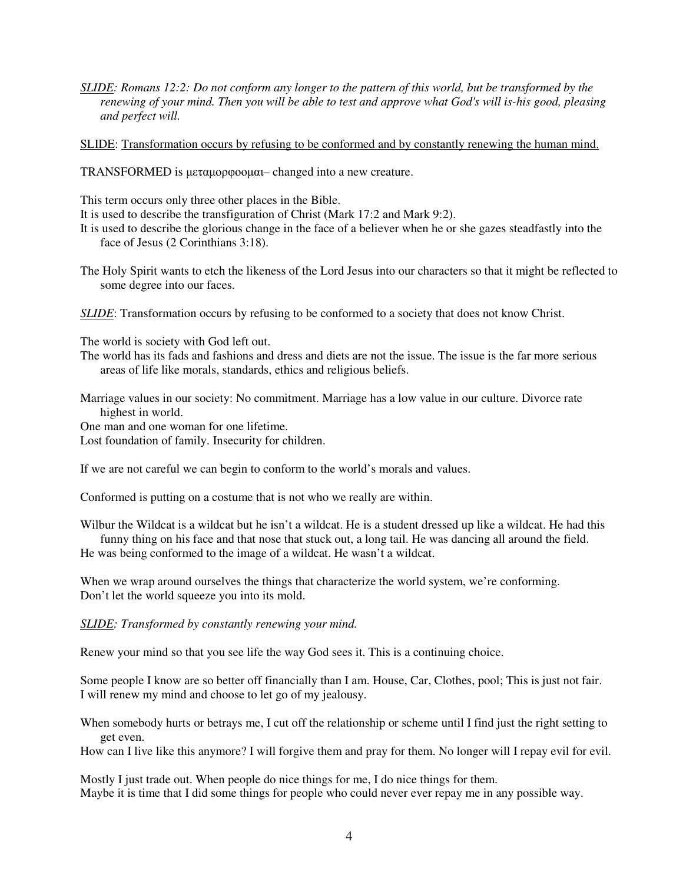*<u>SLIDE</u>: Romans 12:2: Do not conform any longer to the pattern of this world, but be transformed by the renewing of your mind. Then you will be able to test and approve what God's will is-his good, pleasing and perfect will.*

<u>SLIDE</u>: <u>Transformation occurs by refusing to be conformed and by constantly renewing the human mind.</u>

TRANSFORMED is μεταμορφοομαι– changed into a new creature.

This term occurs only three other places in the Bible.
It is used to describe the transfiguration of Christ (Mark 17:2 and Mark 9:2).
It is used to describe the glorious change in the face of a believer when he or she gazes steadfastly into the face of Jesus (2 Corinthians 3:18).

The Holy Spirit wants to etch the likeness of the Lord Jesus into our characters so that it might be reflected to some degree into our faces.

*<u>SLIDE</u>*: Transformation occurs by refusing to be conformed to a society that does not know Christ.

The world is society with God left out.
The world has its fads and fashions and dress and diets are not the issue. The issue is the far more serious areas of life like morals, standards, ethics and religious beliefs.

Marriage values in our society: No commitment. Marriage has a low value in our culture. Divorce rate highest in world.
One man and one woman for one lifetime.
Lost foundation of family. Insecurity for children.

If we are not careful we can begin to conform to the world's morals and values.

Conformed is putting on a costume that is not who we really are within.

Wilbur the Wildcat is a wildcat but he isn't a wildcat. He is a student dressed up like a wildcat. He had this funny thing on his face and that nose that stuck out, a long tail. He was dancing all around the field.
He was being conformed to the image of a wildcat. He wasn't a wildcat.

When we wrap around ourselves the things that characterize the world system, we're conforming.
Don't let the world squeeze you into its mold.

*<u>SLIDE</u>: Transformed by constantly renewing your mind.*

Renew your mind so that you see life the way God sees it. This is a continuing choice.

Some people I know are so better off financially than I am. House, Car, Clothes, pool; This is just not fair.
I will renew my mind and choose to let go of my jealousy.

When somebody hurts or betrays me, I cut off the relationship or scheme until I find just the right setting to get even.
How can I live like this anymore? I will forgive them and pray for them. No longer will I repay evil for evil.

Mostly I just trade out. When people do nice things for me, I do nice things for them.
Maybe it is time that I did some things for people who could never ever repay me in any possible way.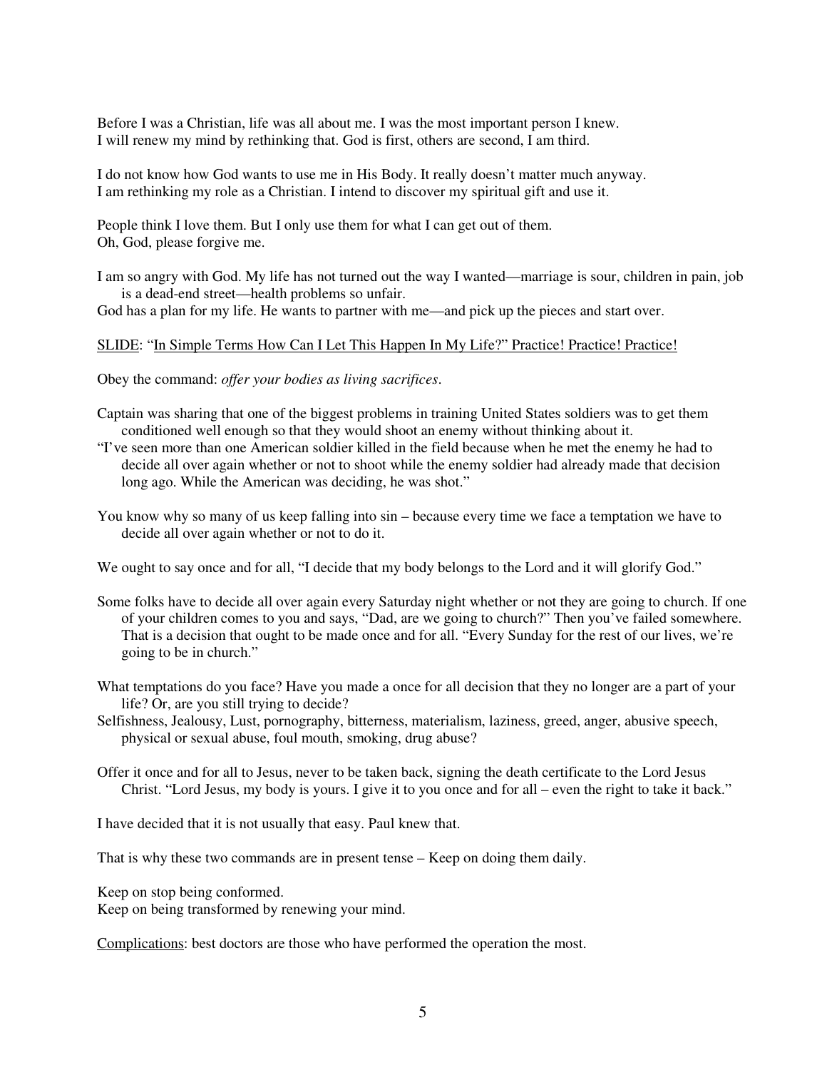Before I was a Christian, life was all about me. I was the most important person I knew.
I will renew my mind by rethinking that. God is first, others are second, I am third.

I do not know how God wants to use me in His Body. It really doesn't matter much anyway.
I am rethinking my role as a Christian. I intend to discover my spiritual gift and use it.

People think I love them. But I only use them for what I can get out of them.
Oh, God, please forgive me.

I am so angry with God. My life has not turned out the way I wanted—marriage is sour, children in pain, job is a dead-end street—health problems so unfair.
God has a plan for my life. He wants to partner with me—and pick up the pieces and start over.

<u>SLIDE</u>: "<u>In Simple Terms How Can I Let This Happen In My Life?" Practice! Practice! Practice!</u>

Obey the command: *offer your bodies as living sacrifices*.

Captain was sharing that one of the biggest problems in training United States soldiers was to get them conditioned well enough so that they would shoot an enemy without thinking about it.
"I've seen more than one American soldier killed in the field because when he met the enemy he had to decide all over again whether or not to shoot while the enemy soldier had already made that decision long ago. While the American was deciding, he was shot."

You know why so many of us keep falling into sin – because every time we face a temptation we have to decide all over again whether or not to do it.

We ought to say once and for all, "I decide that my body belongs to the Lord and it will glorify God."

Some folks have to decide all over again every Saturday night whether or not they are going to church. If one of your children comes to you and says, "Dad, are we going to church?" Then you've failed somewhere. That is a decision that ought to be made once and for all. "Every Sunday for the rest of our lives, we're going to be in church."

What temptations do you face? Have you made a once for all decision that they no longer are a part of your life? Or, are you still trying to decide?
Selfishness, Jealousy, Lust, pornography, bitterness, materialism, laziness, greed, anger, abusive speech, physical or sexual abuse, foul mouth, smoking, drug abuse?

Offer it once and for all to Jesus, never to be taken back, signing the death certificate to the Lord Jesus Christ. "Lord Jesus, my body is yours. I give it to you once and for all – even the right to take it back."

I have decided that it is not usually that easy. Paul knew that.

That is why these two commands are in present tense – Keep on doing them daily.

Keep on stop being conformed.
Keep on being transformed by renewing your mind.

<u>Complications</u>: best doctors are those who have performed the operation the most.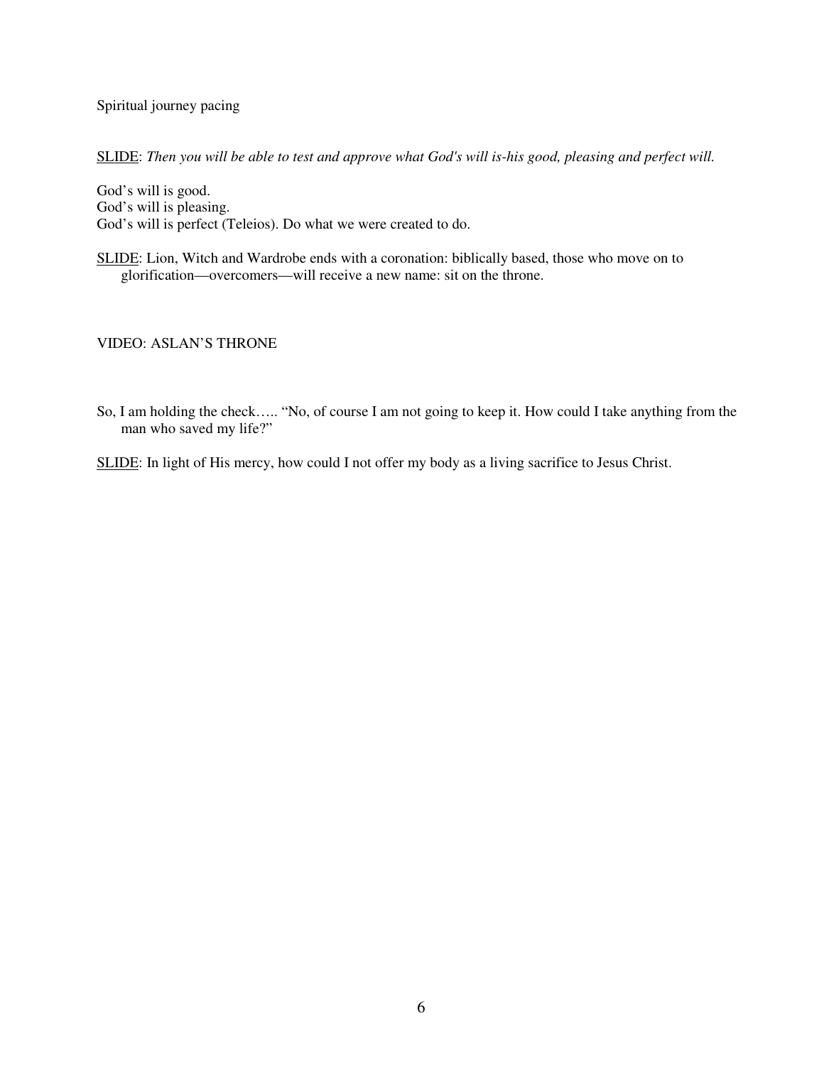Spiritual journey pacing

<u>SLIDE</u>: *Then you will be able to test and approve what God's will is-his good, pleasing and perfect will.*

God's will is good.
God's will is pleasing.
God's will is perfect (Teleios). Do what we were created to do.

<u>SLIDE</u>: Lion, Witch and Wardrobe ends with a coronation: biblically based, those who move on to glorification—overcomers—will receive a new name: sit on the throne.

VIDEO: ASLAN'S THRONE

So, I am holding the check….. "No, of course I am not going to keep it. How could I take anything from the man who saved my life?"

<u>SLIDE</u>: In light of His mercy, how could I not offer my body as a living sacrifice to Jesus Christ.